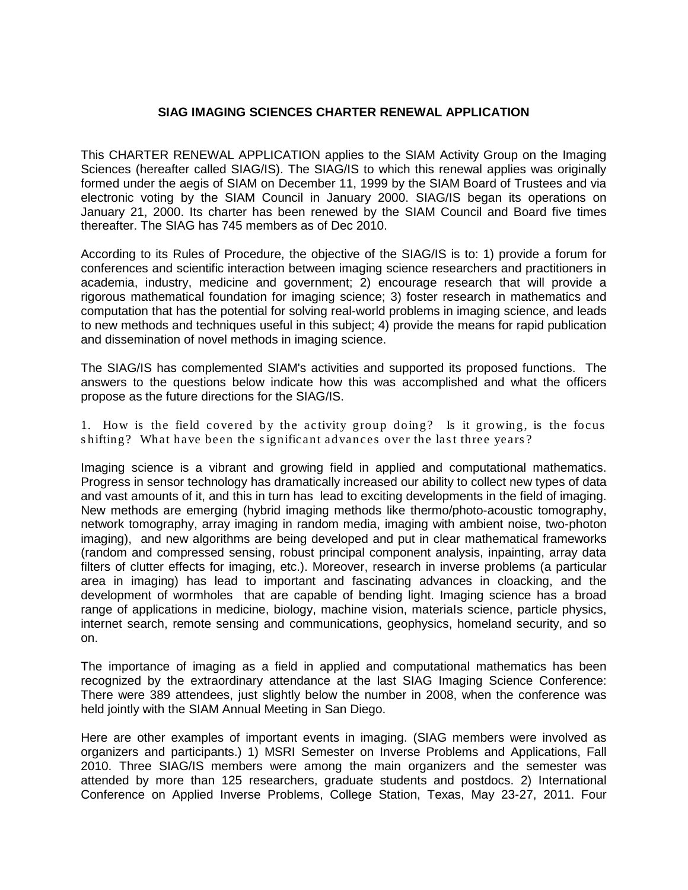**SIAG IMAGING SCIENCES CHARTER RENEWAL APPLICATION**

This CHARTER RENEWAL APPLICATION applies to the SIAM Activity Group on the Imaging Sciences (hereafter called SIAG/IS). The SIAG/IS to which this renewal applies was originally formed under the aegis of SIAM on December 11, 1999 by the SIAM Board of Trustees and via electronic voting by the SIAM Council in January 2000. SIAG/IS began its operations on January 21, 2000. Its charter has been renewed by the SIAM Council and Board five times thereafter. The SIAG has 745 members as of Dec 2010.

According to its Rules of Procedure, the objective of the SIAG/IS is to: 1) provide a forum for conferences and scientific interaction between imaging science researchers and practitioners in academia, industry, medicine and government; 2) encourage research that will provide a rigorous mathematical foundation for imaging science; 3) foster research in mathematics and computation that has the potential for solving real-world problems in imaging science, and leads to new methods and techniques useful in this subject; 4) provide the means for rapid publication and dissemination of novel methods in imaging science.

The SIAG/IS has complemented SIAM's activities and supported its proposed functions. The answers to the questions below indicate how this was accomplished and what the officers propose as the future directions for the SIAG/IS.

1. How is the field covered by the activity group doing? Is it growing, is the focus shifting? What have been the significant advances over the last three years?

Imaging science is a vibrant and growing field in applied and computational mathematics. Progress in sensor technology has dramatically increased our ability to collect new types of data and vast amounts of it, and this in turn has lead to exciting developments in the field of imaging. New methods are emerging (hybrid imaging methods like thermo/photo-acoustic tomography, network tomography, array imaging in random media, imaging with ambient noise, two-photon imaging), and new algorithms are being developed and put in clear mathematical frameworks (random and compressed sensing, robust principal component analysis, inpainting, array data filters of clutter effects for imaging, etc.). Moreover, research in inverse problems (a particular area in imaging) has lead to important and fascinating advances in cloacking, and the development of wormholes that are capable of bending light. Imaging science has a broad range of applications in medicine, biology, machine vision, materials science, particle physics, internet search, remote sensing and communications, geophysics, homeland security, and so on.

The importance of imaging as a field in applied and computational mathematics has been recognized by the extraordinary attendance at the last SIAG Imaging Science Conference: There were 389 attendees, just slightly below the number in 2008, when the conference was held jointly with the SIAM Annual Meeting in San Diego.

Here are other examples of important events in imaging. (SIAG members were involved as organizers and participants.) 1) MSRI Semester on Inverse Problems and Applications, Fall 2010. Three SIAG/IS members were among the main organizers and the semester was attended by more than 125 researchers, graduate students and postdocs. 2) International Conference on Applied Inverse Problems, College Station, Texas, May 23-27, 2011. Four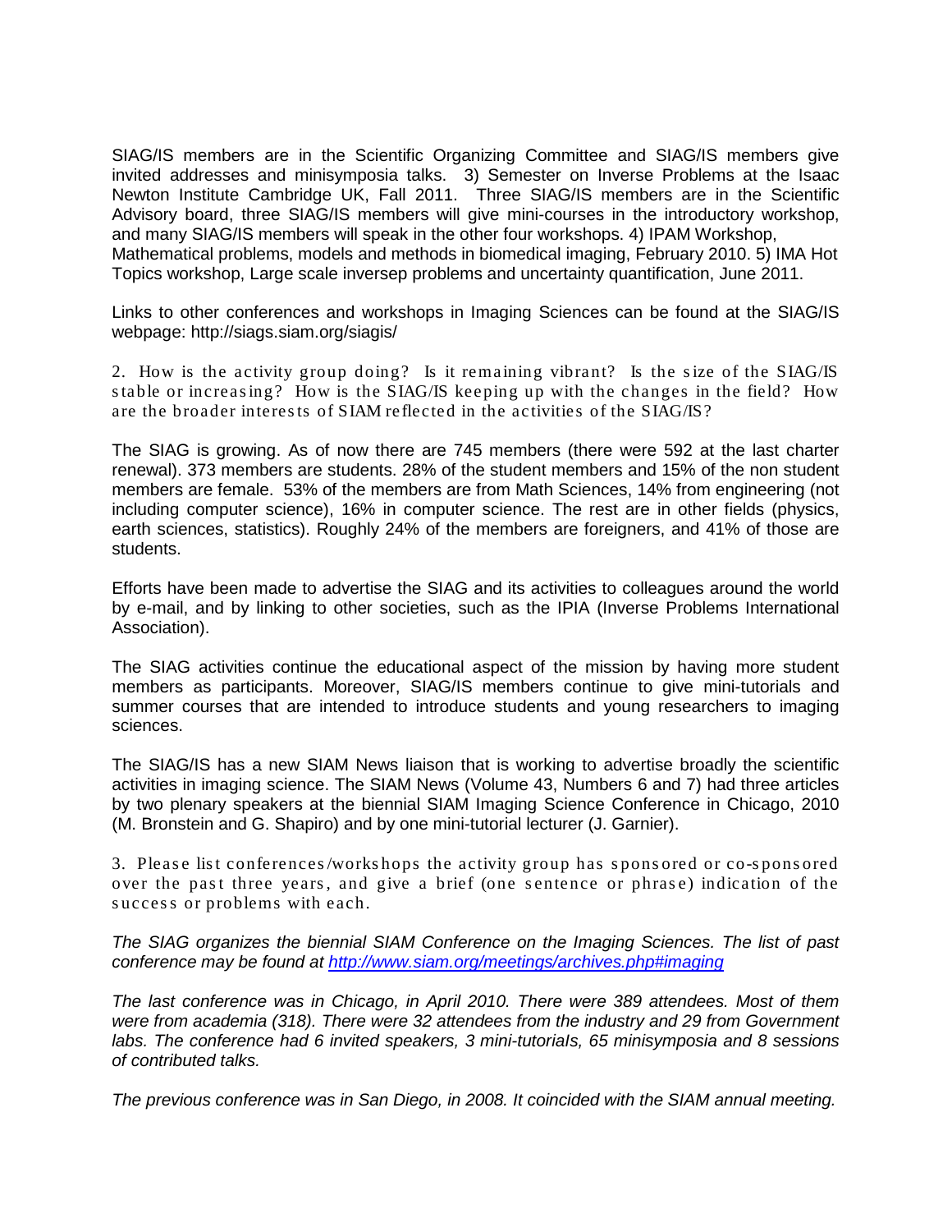SIAG/IS members are in the Scientific Organizing Committee and SIAG/IS members give invited addresses and minisymposia talks. 3) Semester on Inverse Problems at the Isaac Newton Institute Cambridge UK, Fall 2011. Three SIAG/IS members are in the Scientific Advisory board, three SIAG/IS members will give mini-courses in the introductory workshop, and many SIAG/IS members will speak in the other four workshops. 4) IPAM Workshop, Mathematical problems, models and methods in biomedical imaging, February 2010. 5) IMA Hot Topics workshop, Large scale inversep problems and uncertainty quantification, June 2011.

Links to other conferences and workshops in Imaging Sciences can be found at the SIAG/IS webpage: http://siags.siam.org/siagis/

2. How is the activity group doing? Is it remaining vibrant? Is the size of the SIAG/IS stable or increasing? How is the SIAG/IS keeping up with the changes in the field? How are the broader interests of SIAM reflected in the activities of the SIAG/IS?

The SIAG is growing. As of now there are 745 members (there were 592 at the last charter renewal). 373 members are students. 28% of the student members and 15% of the non student members are female. 53% of the members are from Math Sciences, 14% from engineering (not including computer science), 16% in computer science. The rest are in other fields (physics, earth sciences, statistics). Roughly 24% of the members are foreigners, and 41% of those are students.

Efforts have been made to advertise the SIAG and its activities to colleagues around the world by e-mail, and by linking to other societies, such as the IPIA (Inverse Problems International Association).

The SIAG activities continue the educational aspect of the mission by having more student members as participants. Moreover, SIAG/IS members continue to give mini-tutorials and summer courses that are intended to introduce students and young researchers to imaging sciences.

The SIAG/IS has a new SIAM News liaison that is working to advertise broadly the scientific activities in imaging science. The SIAM News (Volume 43, Numbers 6 and 7) had three articles by two plenary speakers at the biennial SIAM Imaging Science Conference in Chicago, 2010 (M. Bronstein and G. Shapiro) and by one mini-tutorial lecturer (J. Garnier).

3. Please list conferences/workshops the activity group has sponsored or co-sponsored over the past three years, and give a brief (one sentence or phrase) indication of the success or problems with each.

*The SIAG organizes the biennial SIAM Conference on the Imaging Sciences. The list of past conference may be found at [http://www.siam.org/meetings/archives.php#imaging](http://www.siam.org/meetings/archives.php#imaging)*

*The last conference was in Chicago, in April 2010. There were 389 attendees. Most of them were from academia (318). There were 32 attendees from the industry and 29 from Government labs. The conference had 6 invited speakers, 3 mini-tutorials, 65 minisymposia and 8 sessions of contributed talks.*

*The previous conference was in San Diego, in 2008. It coincided with the SIAM annual meeting.*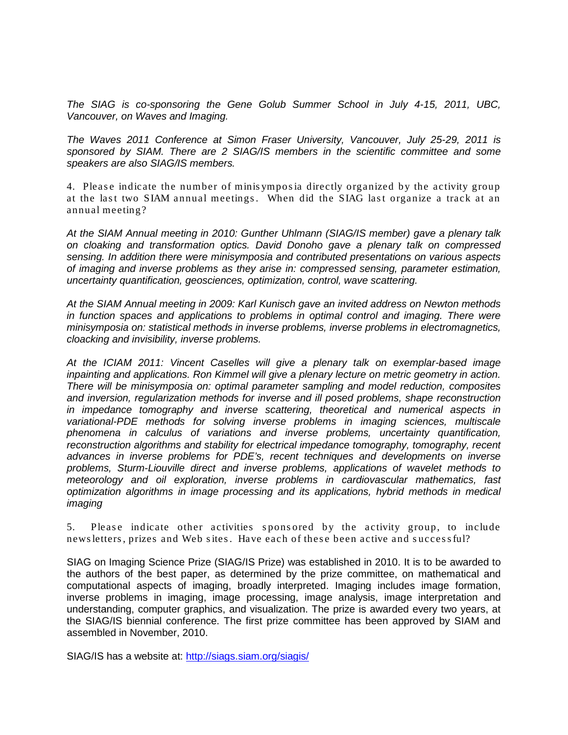*The SIAG is co-sponsoring the Gene Golub Summer School in July 4-15, 2011, UBC, Vancouver, on Waves and Imaging.*

*The Waves 2011 Conference at Simon Fraser University, Vancouver, July 25-29, 2011 is sponsored by SIAM. There are 2 SIAG/IS members in the scientific committee and some speakers are also SIAG/IS members.*

4. Please indicate the number of minisymposia directly organized by the activity group at the last two SIAM annual meetings. When did the SIAG last organize a track at an annual meeting?

*At the SIAM Annual meeting in 2010: Gunther Uhlmann (SIAG/IS member) gave a plenary talk on cloaking and transformation optics. David Donoho gave a plenary talk on compressed sensing. In addition there were minisymposia and contributed presentations on various aspects of imaging and inverse problems as they arise in: compressed sensing, parameter estimation, uncertainty quantification, geosciences, optimization, control, wave scattering.*

*At the SIAM Annual meeting in 2009: Karl Kunisch gave an invited address on Newton methods in function spaces and applications to problems in optimal control and imaging. There were minisymposia on: statistical methods in inverse problems, inverse problems in electromagnetics, cloacking and invisibility, inverse problems.*

*At the ICIAM 2011: Vincent Caselles will give a plenary talk on exemplar-based image inpainting and applications. Ron Kimmel will give a plenary lecture on metric geometry in action. There will be minisymposia on: optimal parameter sampling and model reduction, composites and inversion, regularization methods for inverse and ill posed problems, shape reconstruction in impedance tomography and inverse scattering, theoretical and numerical aspects in variational-PDE methods for solving inverse problems in imaging sciences, multiscale phenomena in calculus of variations and inverse problems, uncertainty quantification, reconstruction algorithms and stability for electrical impedance tomography, tomography, recent advances in inverse problems for PDE's, recent techniques and developments on inverse problems, Sturm-Liouville direct and inverse problems, applications of wavelet methods to meteorology and oil exploration, inverse problems in cardiovascular mathematics, fast optimization algorithms in image processing and its applications, hybrid methods in medical imaging*

5. Please indicate other activities sponsored by the activity group, to include newsletters, prizes and Web sites. Have each of these been active and successful?

SIAG on Imaging Science Prize (SIAG/IS Prize) was established in 2010. It is to be awarded to the authors of the best paper, as determined by the prize committee, on mathematical and computational aspects of imaging, broadly interpreted. Imaging includes image formation, inverse problems in imaging, image processing, image analysis, image interpretation and understanding, computer graphics, and visualization. The prize is awarded every two years, at the SIAG/IS biennial conference. The first prize committee has been approved by SIAM and assembled in November, 2010.

SIAG/IS has a website at: http://siags.siam.org/siagis/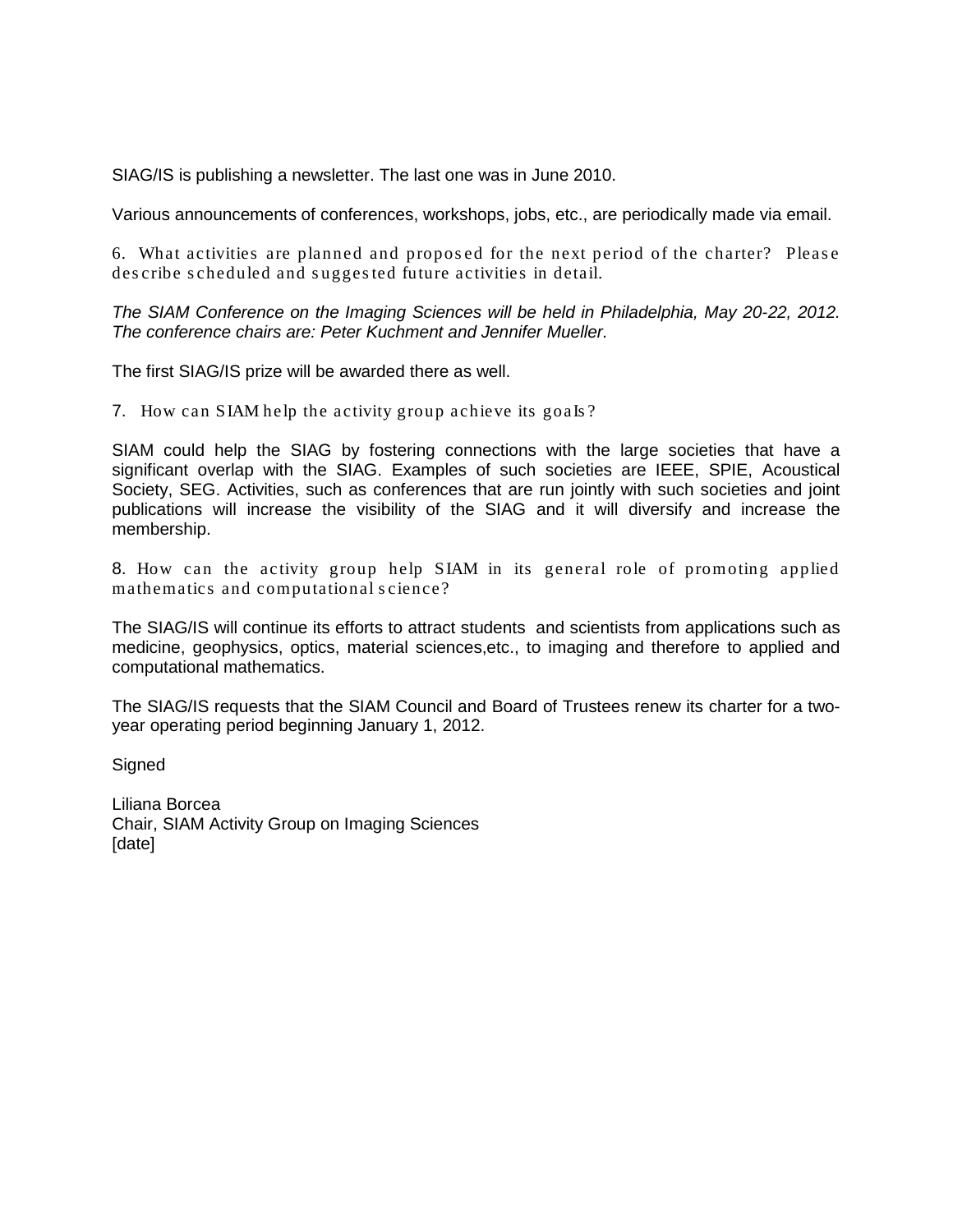SIAG/IS is publishing a newsletter. The last one was in June 2010.

Various announcements of conferences, workshops, jobs, etc., are periodically made via email.

6. What activities are planned and proposed for the next period of the charter? Please describe scheduled and suggested future activities in detail.

*The SIAM Conference on the Imaging Sciences will be held in Philadelphia, May 20-22, 2012. The conference chairs are: Peter Kuchment and Jennifer Mueller.*

The first SIAG/IS prize will be awarded there as well.

7. How can SIAM help the activity group achieve its goals?

SIAM could help the SIAG by fostering connections with the large societies that have a significant overlap with the SIAG. Examples of such societies are IEEE, SPIE, Acoustical Society, SEG. Activities, such as conferences that are run jointly with such societies and joint publications will increase the visibility of the SIAG and it will diversify and increase the membership.

8. How can the activity group help SIAM in its general role of promoting applied mathematics and computational science?

The SIAG/IS will continue its efforts to attract students and scientists from applications such as medicine, geophysics, optics, material sciences,etc., to imaging and therefore to applied and computational mathematics.

The SIAG/IS requests that the SIAM Council and Board of Trustees renew its charter for a two-year operating period beginning January 1, 2012.

Signed

Liliana Borcea
Chair, SIAM Activity Group on Imaging Sciences
[date]